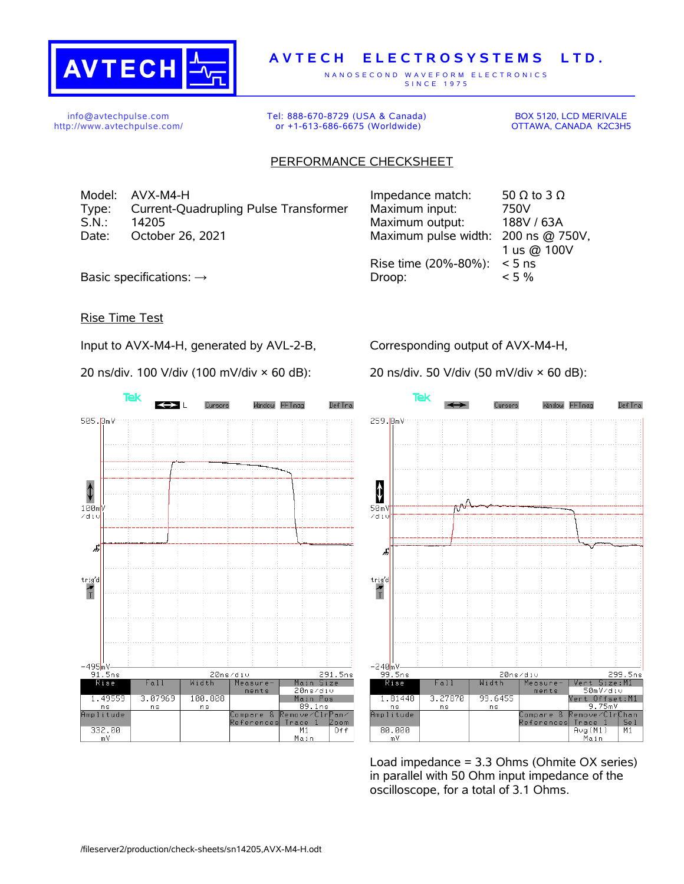# AVTECH ELECTROSYSTEMS LTD.

NANOSECOND WAVEFORM ELECTRONICS
SINCE 1975

info@avtechpulse.com
http://www.avtechpulse.com/

Tel: 888-670-8729 (USA & Canada)
or +1-613-686-6675 (Worldwide)

BOX 5120, LCD MERIVALE
OTTAWA, CANADA K2C3H5

## PERFORMANCE CHECKSHEET

Model: AVX-M4-H
Type: Current-Quadrupling Pulse Transformer
S.N.: 14205
Date: October 26, 2021

Basic specifications: →

| | |
|---|---|
| Impedance match: | 50 Ω to 3 Ω |
| Maximum input: | 750V |
| Maximum output: | 188V / 63A |
| Maximum pulse width: | 200 ns @ 750V, 1 us @ 100V |
| Rise time (20%-80%): | < 5 ns |
| Droop: | < 5 % |

### Rise Time Test

Input to AVX-M4-H, generated by AVL-2-B,

20 ns/div. 100 V/div (100 mV/div × 60 dB):

| Rise | Fall | Width | Amplitude |
|---|---|---|---|
| 1.49559 ns | 3.07969 ns | 100.080 ns | 332.00 mV |

Corresponding output of AVX-M4-H,

20 ns/div. 50 V/div (50 mV/div × 60 dB):

| Rise | Fall | Width | Amplitude |
|---|---|---|---|
| 1.81440 ns | 3.27870 ns | 99.6455 ns | 80.000 mV |

Load impedance = 3.3 Ohms (Ohmite OX series) in parallel with 50 Ohm input impedance of the oscilloscope, for a total of 3.1 Ohms.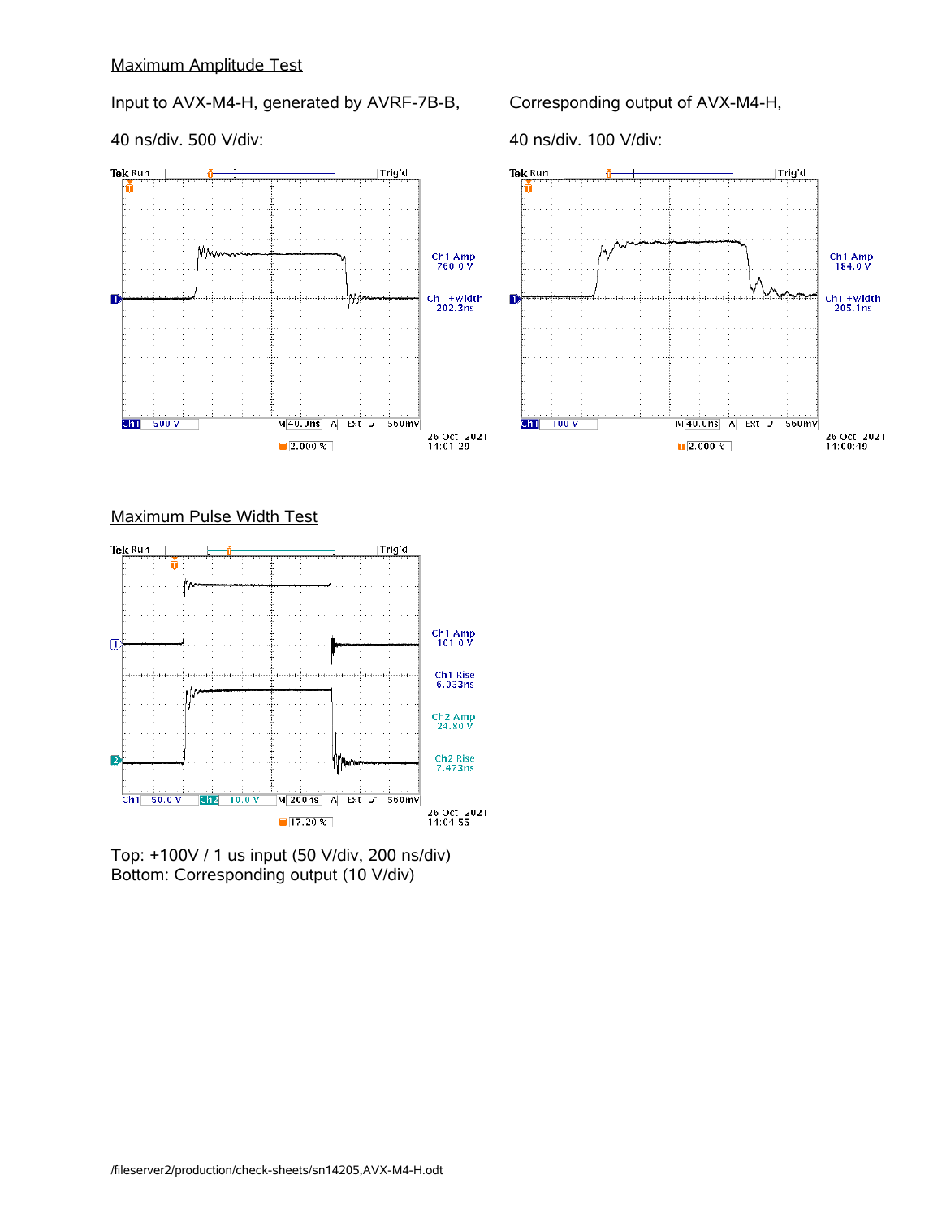Maximum Amplitude Test

Input to AVX-M4-H, generated by AVRF-7B-B,

40 ns/div. 500 V/div:

Tek Run
Trig'd
Ch1 Ampl
760.0 V
Ch1 +Width
202.3ns
Ch1 500 V
M 40.0ns A Ext ∫ 560mV
2.000 %
26 Oct 2021
14:01:29

Corresponding output of AVX-M4-H,

40 ns/div. 100 V/div:

Tek Run
Trig'd
Ch1 Ampl
184.0 V
Ch1 +Width
205.1ns
Ch1 100 V
M 40.0ns A Ext ∫ 560mV
2.000 %
26 Oct 2021
14:00:49

Maximum Pulse Width Test

Tek Run
Trig'd
Ch1 Ampl
101.0 V
Ch1 Rise
6.033ns
Ch2 Ampl
24.80 V
Ch2 Rise
7.473ns
Ch1 50.0 V Ch2 10.0 V M 200ns A Ext ∫ 560mV
17.20 %
26 Oct 2021
14:04:55

Top: +100V / 1 us input (50 V/div, 200 ns/div)
Bottom: Corresponding output (10 V/div)

/fileserver2/production/check-sheets/sn14205,AVX-M4-H.odt